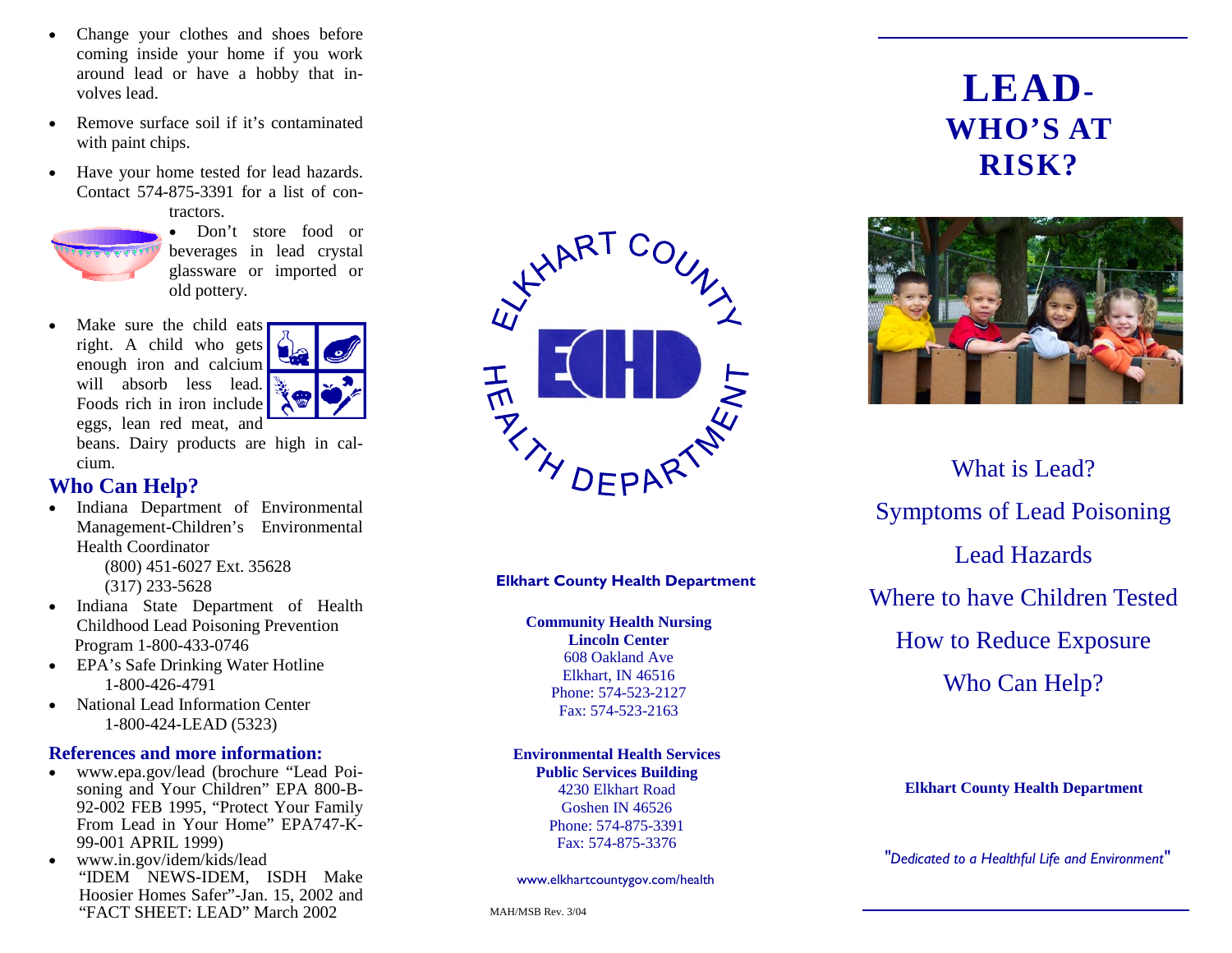- Change your clothes and shoes before coming inside your home if you work around lead or have a hobby that involves lead.
- Remove surface soil if it's contaminated with paint chips.
- Have your home tested for lead hazards. Contact 574-875-3391 for a list of contractors.
- Don't store food or beverages in lead crystal glassware or imported or old pottery.
- Make sure the child eats right. A child who gets enough iron and calcium will absorb less lead. Foods rich in iron include eggs, lean red meat, and beans. Dairy products are high in calcium.

## Who Can Help?

- Indiana Department of Environmental Management-Children's Environmental Health Coordinator
  (800) 451-6027 Ext. 35628
  (317) 233-5628
- Indiana State Department of Health Childhood Lead Poisoning Prevention Program 1-800-433-0746
- EPA's Safe Drinking Water Hotline
  1-800-426-4791
- National Lead Information Center
  1-800-424-LEAD (5323)

## References and more information:

- www.epa.gov/lead (brochure "Lead Poisoning and Your Children" EPA 800-B-92-002 FEB 1995, "Protect Your Family From Lead in Your Home" EPA747-K-99-001 APRIL 1999)
- www.in.gov/idem/kids/lead
  "IDEM NEWS-IDEM, ISDH Make Hoosier Homes Safer"-Jan. 15, 2002 and "FACT SHEET: LEAD" March 2002

ELKHART COUNTY HEALTH DEPARTMENT

ECHD

**Elkhart County Health Department**

**Community Health Nursing**
**Lincoln Center**
608 Oakland Ave
Elkhart, IN 46516
Phone: 574-523-2127
Fax: 574-523-2163

**Environmental Health Services**
**Public Services Building**
4230 Elkhart Road
Goshen IN 46526
Phone: 574-875-3391
Fax: 574-875-3376

www.elkhartcountygov.com/health

MAH/MSB Rev. 3/04

# LEAD- WHO'S AT RISK?

What is Lead?

Symptoms of Lead Poisoning

Lead Hazards

Where to have Children Tested

How to Reduce Exposure

Who Can Help?

**Elkhart County Health Department**

*"Dedicated to a Healthful Life and Environment"*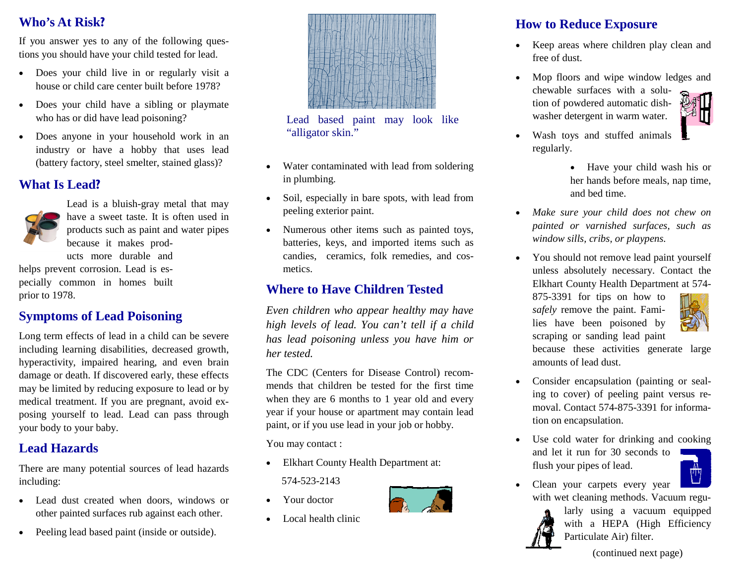## Who's At Risk?

If you answer yes to any of the following questions you should have your child tested for lead.

- Does your child live in or regularly visit a house or child care center built before 1978?
- Does your child have a sibling or playmate who has or did have lead poisoning?
- Does anyone in your household work in an industry or have a hobby that uses lead (battery factory, steel smelter, stained glass)?

## What Is Lead?

Lead is a bluish-gray metal that may have a sweet taste. It is often used in products such as paint and water pipes because it makes products more durable and helps prevent corrosion. Lead is especially common in homes built prior to 1978.

## Symptoms of Lead Poisoning

Long term effects of lead in a child can be severe including learning disabilities, decreased growth, hyperactivity, impaired hearing, and even brain damage or death. If discovered early, these effects may be limited by reducing exposure to lead or by medical treatment. If you are pregnant, avoid exposing yourself to lead. Lead can pass through your body to your baby.

## Lead Hazards

There are many potential sources of lead hazards including:

- Lead dust created when doors, windows or other painted surfaces rub against each other.
- Peeling lead based paint (inside or outside).

Lead based paint may look like "alligator skin."

- Water contaminated with lead from soldering in plumbing.
- Soil, especially in bare spots, with lead from peeling exterior paint.
- Numerous other items such as painted toys, batteries, keys, and imported items such as candies, ceramics, folk remedies, and cosmetics.

## Where to Have Children Tested

*Even children who appear healthy may have high levels of lead. You can't tell if a child has lead poisoning unless you have him or her tested.*

The CDC (Centers for Disease Control) recommends that children be tested for the first time when they are 6 months to 1 year old and every year if your house or apartment may contain lead paint, or if you use lead in your job or hobby.

You may contact :

- Elkhart County Health Department at:

  574-523-2143
- Your doctor
- Local health clinic

## How to Reduce Exposure

- Keep areas where children play clean and free of dust.
- Mop floors and wipe window ledges and chewable surfaces with a solution of powdered automatic dishwasher detergent in warm water.
- Wash toys and stuffed animals regularly.
- Have your child wash his or her hands before meals, nap time, and bed time.
- *Make sure your child does not chew on painted or varnished surfaces, such as window sills, cribs, or playpens.*
- You should not remove lead paint yourself unless absolutely necessary. Contact the Elkhart County Health Department at 574-875-3391 for tips on how to *safely* remove the paint. Families have been poisoned by scraping or sanding lead paint because these activities generate large amounts of lead dust.
- Consider encapsulation (painting or sealing to cover) of peeling paint versus removal. Contact 574-875-3391 for information on encapsulation.
- Use cold water for drinking and cooking and let it run for 30 seconds to flush your pipes of lead.
- Clean your carpets every year with wet cleaning methods. Vacuum regularly using a vacuum equipped with a HEPA (High Efficiency Particulate Air) filter.

(continued next page)